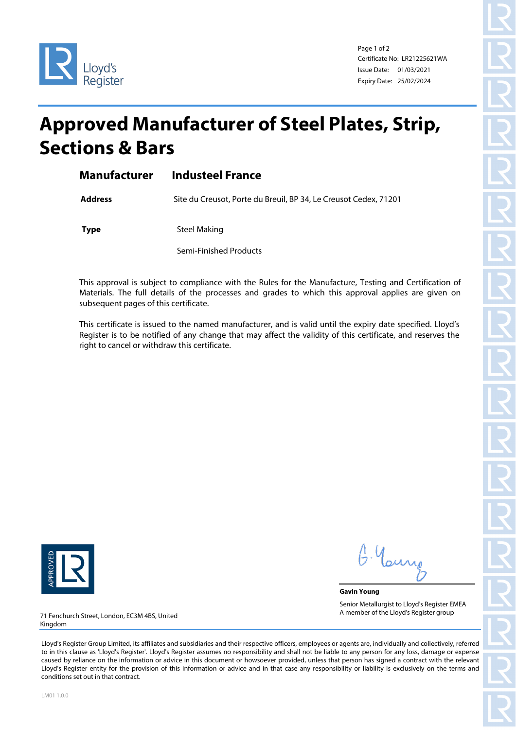Certificate No: LR21225621WA
Issue Date: 01/03/2021
Expiry Date: 25/02/2024

# Approved Manufacturer of Steel Plates, Strip, Sections & Bars

## Manufacturer Industeel France

**Address** Site du Creusot, Porte du Breuil, BP 34, Le Creusot Cedex, 71201

**Type** Steel Making

Semi-Finished Products

This approval is subject to compliance with the Rules for the Manufacture, Testing and Certification of Materials. The full details of the processes and grades to which this approval applies are given on subsequent pages of this certificate.

This certificate is issued to the named manufacturer, and is valid until the expiry date specified. Lloyd's Register is to be notified of any change that may affect the validity of this certificate, and reserves the right to cancel or withdraw this certificate.

**Gavin Young**

Senior Metallurgist to Lloyd's Register EMEA
A member of the Lloyd's Register group

71 Fenchurch Street, London, EC3M 4BS, United Kingdom

Lloyd's Register Group Limited, its affiliates and subsidiaries and their respective officers, employees or agents are, individually and collectively, referred to in this clause as 'Lloyd's Register'. Lloyd's Register assumes no responsibility and shall not be liable to any person for any loss, damage or expense caused by reliance on the information or advice in this document or howsoever provided, unless that person has signed a contract with the relevant Lloyd's Register entity for the provision of this information or advice and in that case any responsibility or liability is exclusively on the terms and conditions set out in that contract.

LM01 1.0.0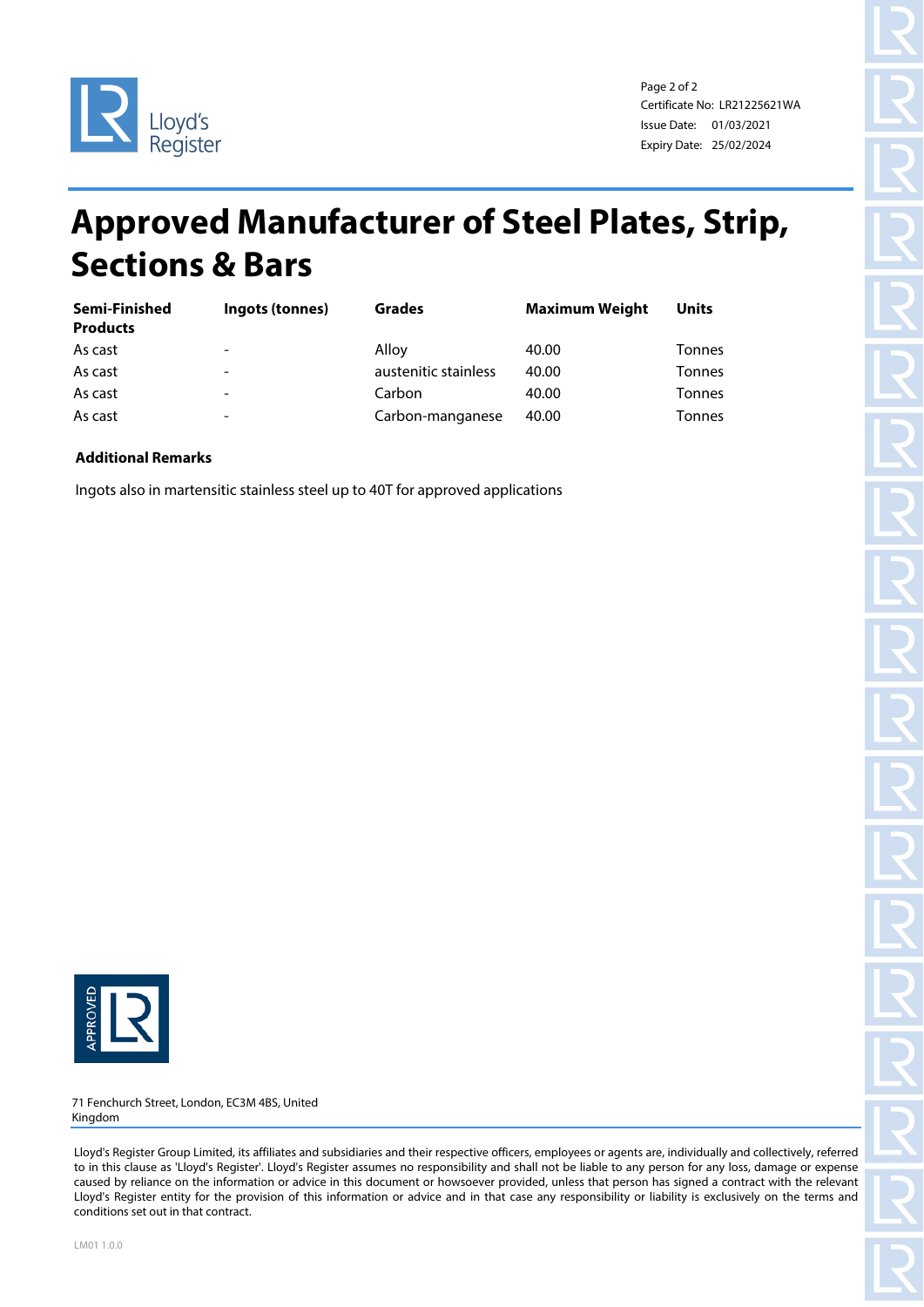Certificate No: LR21225621WA
Issue Date: 01/03/2021
Expiry Date: 25/02/2024

# Approved Manufacturer of Steel Plates, Strip, Sections & Bars

| Semi-Finished Products | Ingots (tonnes) | Grades | Maximum Weight | Units |
|---|---|---|---|---|
| As cast | - | Alloy | 40.00 | Tonnes |
| As cast | - | austenitic stainless | 40.00 | Tonnes |
| As cast | - | Carbon | 40.00 | Tonnes |
| As cast | - | Carbon-manganese | 40.00 | Tonnes |

**Additional Remarks**

Ingots also in martensitic stainless steel up to 40T for approved applications

71 Fenchurch Street, London, EC3M 4BS, United Kingdom

Lloyd's Register Group Limited, its affiliates and subsidiaries and their respective officers, employees or agents are, individually and collectively, referred to in this clause as 'Lloyd's Register'. Lloyd's Register assumes no responsibility and shall not be liable to any person for any loss, damage or expense caused by reliance on the information or advice in this document or howsoever provided, unless that person has signed a contract with the relevant Lloyd's Register entity for the provision of this information or advice and in that case any responsibility or liability is exclusively on the terms and conditions set out in that contract.

LM01 1.0.0